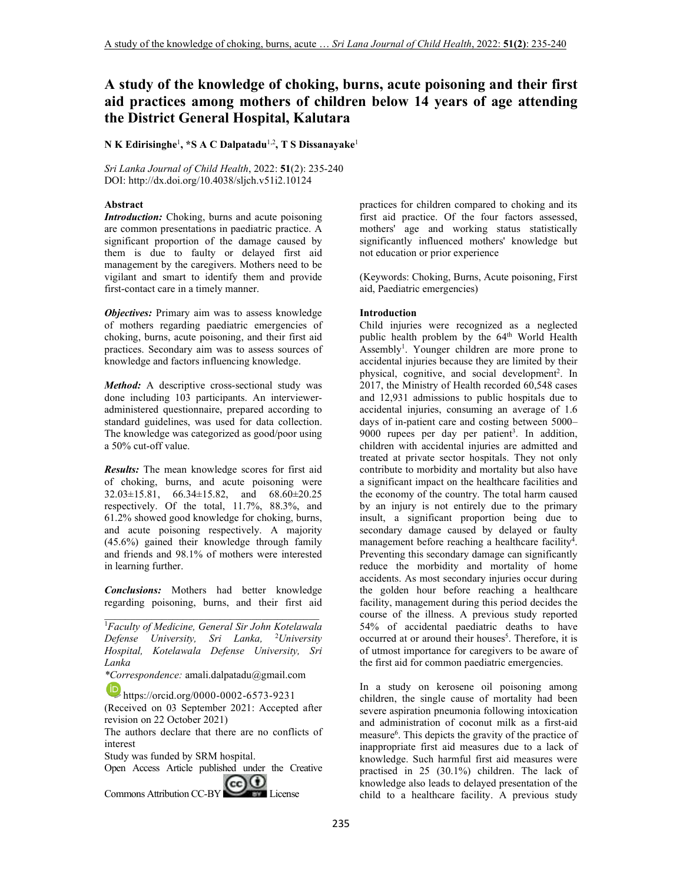# A study of the knowledge of choking, burns, acute poisoning and their first aid practices among mothers of children below 14 years of age attending the District General Hospital, Kalutara

**N K Edirisinghe**[1], **\*S A C Dalpatadu**[1,2], **T S Dissanayake**[1]

*Sri Lanka Journal of Child Health*, 2022: **51**(2): 235-240
DOI: http://dx.doi.org/10.4038/sljch.v51i2.10124

### Abstract

***Introduction:*** Choking, burns and acute poisoning are common presentations in paediatric practice. A significant proportion of the damage caused by them is due to faulty or delayed first aid management by the caregivers. Mothers need to be vigilant and smart to identify them and provide first-contact care in a timely manner.

***Objectives:*** Primary aim was to assess knowledge of mothers regarding paediatric emergencies of choking, burns, acute poisoning, and their first aid practices. Secondary aim was to assess sources of knowledge and factors influencing knowledge.

***Method:*** A descriptive cross-sectional study was done including 103 participants. An interviewer-administered questionnaire, prepared according to standard guidelines, was used for data collection. The knowledge was categorized as good/poor using a 50% cut-off value.

***Results:*** The mean knowledge scores for first aid of choking, burns, and acute poisoning were 32.03±15.81, 66.34±15.82, and 68.60±20.25 respectively. Of the total, 11.7%, 88.3%, and 61.2% showed good knowledge for choking, burns, and acute poisoning respectively. A majority (45.6%) gained their knowledge through family and friends and 98.1% of mothers were interested in learning further.

***Conclusions:*** Mothers had better knowledge regarding poisoning, burns, and their first aid practices for children compared to choking and its first aid practice. Of the four factors assessed, mothers' age and working status statistically significantly influenced mothers' knowledge but not education or prior experience

(Keywords: Choking, Burns, Acute poisoning, First aid, Paediatric emergencies)

---

[1]*Faculty of Medicine, General Sir John Kotelawala Defense University, Sri Lanka,* [2]*University Hospital, Kotelawala Defense University, Sri Lanka*

*\*Correspondence:* amali.dalpatadu@gmail.com

https://orcid.org/0000-0002-6573-9231

(Received on 03 September 2021: Accepted after revision on 22 October 2021)

The authors declare that there are no conflicts of interest

Study was funded by SRM hospital.

Open Access Article published under the Creative Commons Attribution CC-BY License

---

### Introduction

Child injuries were recognized as a neglected public health problem by the 64th World Health Assembly[1]. Younger children are more prone to accidental injuries because they are limited by their physical, cognitive, and social development[2]. In 2017, the Ministry of Health recorded 60,548 cases and 12,931 admissions to public hospitals due to accidental injuries, consuming an average of 1.6 days of in-patient care and costing between 5000–9000 rupees per day per patient[3]. In addition, children with accidental injuries are admitted and treated at private sector hospitals. They not only contribute to morbidity and mortality but also have a significant impact on the healthcare facilities and the economy of the country. The total harm caused by an injury is not entirely due to the primary insult, a significant proportion being due to secondary damage caused by delayed or faulty management before reaching a healthcare facility[4]. Preventing this secondary damage can significantly reduce the morbidity and mortality of home accidents. As most secondary injuries occur during the golden hour before reaching a healthcare facility, management during this period decides the course of the illness. A previous study reported 54% of accidental paediatric deaths to have occurred at or around their houses[5]. Therefore, it is of utmost importance for caregivers to be aware of the first aid for common paediatric emergencies.

In a study on kerosene oil poisoning among children, the single cause of mortality had been severe aspiration pneumonia following intoxication and administration of coconut milk as a first-aid measure[6]. This depicts the gravity of the practice of inappropriate first aid measures due to a lack of knowledge. Such harmful first aid measures were practised in 25 (30.1%) children. The lack of knowledge also leads to delayed presentation of the child to a healthcare facility. A previous study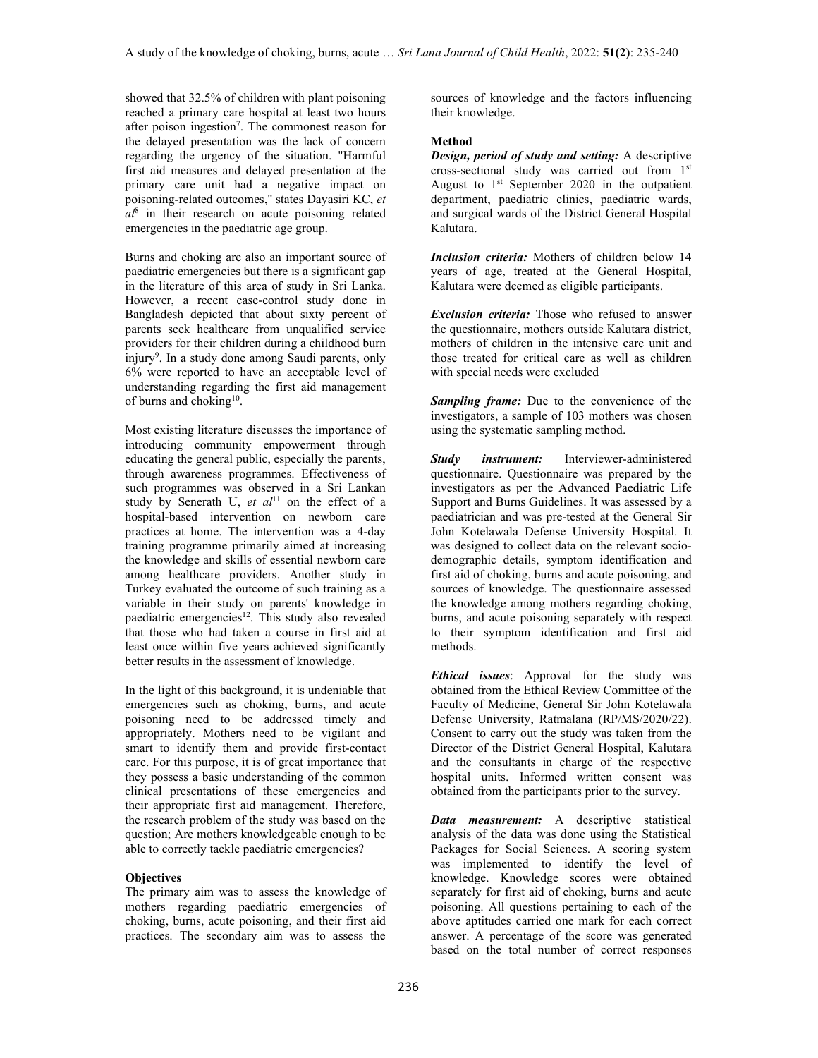showed that 32.5% of children with plant poisoning reached a primary care hospital at least two hours after poison ingestion[7]. The commonest reason for the delayed presentation was the lack of concern regarding the urgency of the situation. "Harmful first aid measures and delayed presentation at the primary care unit had a negative impact on poisoning-related outcomes," states Dayasiri KC, *et al*[8] in their research on acute poisoning related emergencies in the paediatric age group.

Burns and choking are also an important source of paediatric emergencies but there is a significant gap in the literature of this area of study in Sri Lanka. However, a recent case-control study done in Bangladesh depicted that about sixty percent of parents seek healthcare from unqualified service providers for their children during a childhood burn injury[9]. In a study done among Saudi parents, only 6% were reported to have an acceptable level of understanding regarding the first aid management of burns and choking[10].

Most existing literature discusses the importance of introducing community empowerment through educating the general public, especially the parents, through awareness programmes. Effectiveness of such programmes was observed in a Sri Lankan study by Senerath U, *et al*[11] on the effect of a hospital-based intervention on newborn care practices at home. The intervention was a 4-day training programme primarily aimed at increasing the knowledge and skills of essential newborn care among healthcare providers. Another study in Turkey evaluated the outcome of such training as a variable in their study on parents' knowledge in paediatric emergencies[12]. This study also revealed that those who had taken a course in first aid at least once within five years achieved significantly better results in the assessment of knowledge.

In the light of this background, it is undeniable that emergencies such as choking, burns, and acute poisoning need to be addressed timely and appropriately. Mothers need to be vigilant and smart to identify them and provide first-contact care. For this purpose, it is of great importance that they possess a basic understanding of the common clinical presentations of these emergencies and their appropriate first aid management. Therefore, the research problem of the study was based on the question; Are mothers knowledgeable enough to be able to correctly tackle paediatric emergencies?

## Objectives

The primary aim was to assess the knowledge of mothers regarding paediatric emergencies of choking, burns, acute poisoning, and their first aid practices. The secondary aim was to assess the sources of knowledge and the factors influencing their knowledge.

## Method

***Design, period of study and setting:*** A descriptive cross-sectional study was carried out from 1st August to 1st September 2020 in the outpatient department, paediatric clinics, paediatric wards, and surgical wards of the District General Hospital Kalutara.

***Inclusion criteria:*** Mothers of children below 14 years of age, treated at the General Hospital, Kalutara were deemed as eligible participants.

***Exclusion criteria:*** Those who refused to answer the questionnaire, mothers outside Kalutara district, mothers of children in the intensive care unit and those treated for critical care as well as children with special needs were excluded

***Sampling frame:*** Due to the convenience of the investigators, a sample of 103 mothers was chosen using the systematic sampling method.

***Study instrument:*** Interviewer-administered questionnaire. Questionnaire was prepared by the investigators as per the Advanced Paediatric Life Support and Burns Guidelines. It was assessed by a paediatrician and was pre-tested at the General Sir John Kotelawala Defense University Hospital. It was designed to collect data on the relevant socio-demographic details, symptom identification and first aid of choking, burns and acute poisoning, and sources of knowledge. The questionnaire assessed the knowledge among mothers regarding choking, burns, and acute poisoning separately with respect to their symptom identification and first aid methods.

***Ethical issues***: Approval for the study was obtained from the Ethical Review Committee of the Faculty of Medicine, General Sir John Kotelawala Defense University, Ratmalana (RP/MS/2020/22). Consent to carry out the study was taken from the Director of the District General Hospital, Kalutara and the consultants in charge of the respective hospital units. Informed written consent was obtained from the participants prior to the survey.

***Data measurement:*** A descriptive statistical analysis of the data was done using the Statistical Packages for Social Sciences. A scoring system was implemented to identify the level of knowledge. Knowledge scores were obtained separately for first aid of choking, burns and acute poisoning. All questions pertaining to each of the above aptitudes carried one mark for each correct answer. A percentage of the score was generated based on the total number of correct responses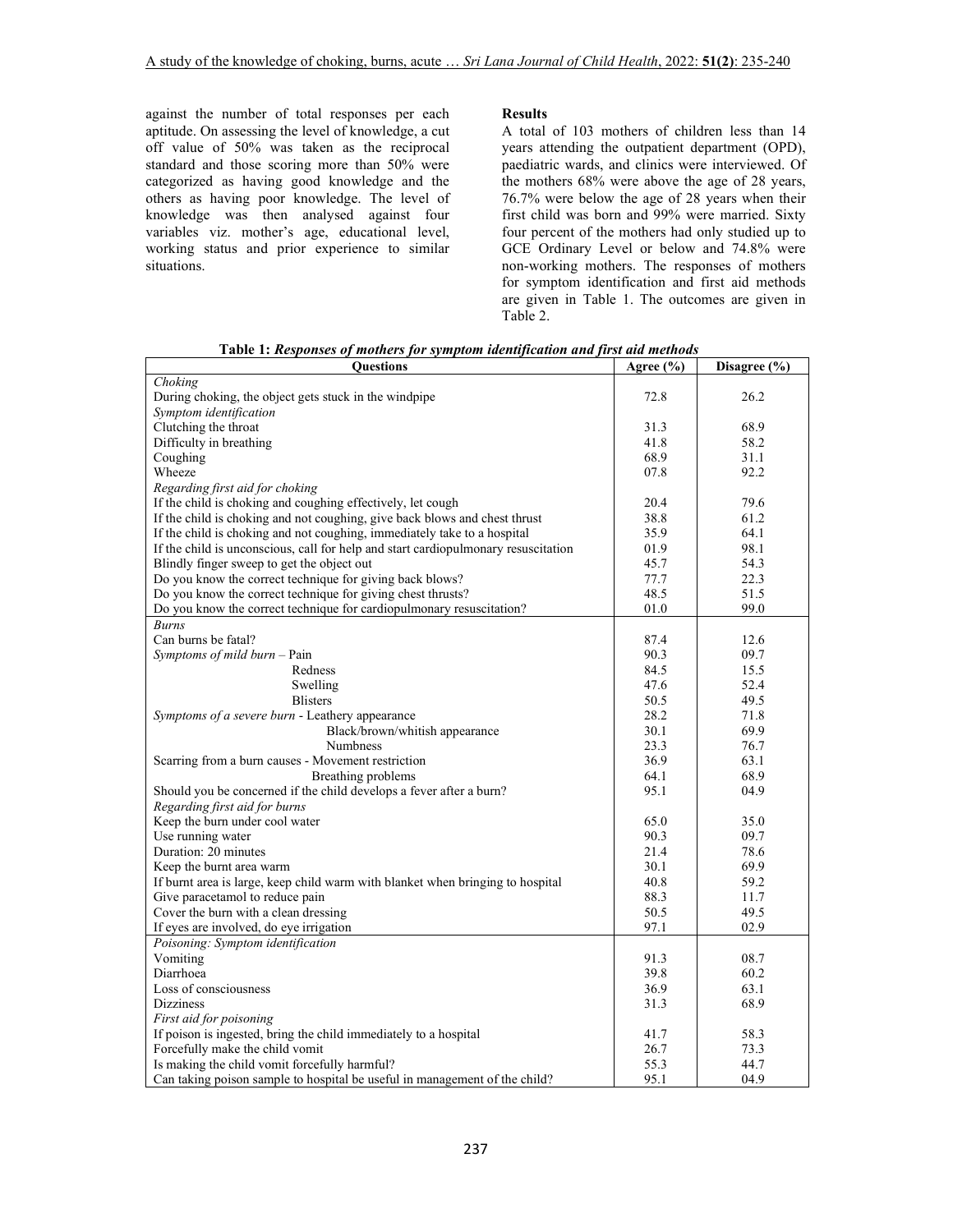against the number of total responses per each aptitude. On assessing the level of knowledge, a cut off value of 50% was taken as the reciprocal standard and those scoring more than 50% were categorized as having good knowledge and the others as having poor knowledge. The level of knowledge was then analysed against four variables viz. mother's age, educational level, working status and prior experience to similar situations.

**Results**

A total of 103 mothers of children less than 14 years attending the outpatient department (OPD), paediatric wards, and clinics were interviewed. Of the mothers 68% were above the age of 28 years, 76.7% were below the age of 28 years when their first child was born and 99% were married. Sixty four percent of the mothers had only studied up to GCE Ordinary Level or below and 74.8% were non-working mothers. The responses of mothers for symptom identification and first aid methods are given in Table 1. The outcomes are given in Table 2.

**Table 1:** ***Responses of mothers for symptom identification and first aid methods***

| Questions | Agree (%) | Disagree (%) |
|---|---|---|
| *Choking* | | |
| During choking, the object gets stuck in the windpipe | 72.8 | 26.2 |
| *Symptom identification* | | |
| Clutching the throat | 31.3 | 68.9 |
| Difficulty in breathing | 41.8 | 58.2 |
| Coughing | 68.9 | 31.1 |
| Wheeze | 07.8 | 92.2 |
| *Regarding first aid for choking* | | |
| If the child is choking and coughing effectively, let cough | 20.4 | 79.6 |
| If the child is choking and not coughing, give back blows and chest thrust | 38.8 | 61.2 |
| If the child is choking and not coughing, immediately take to a hospital | 35.9 | 64.1 |
| If the child is unconscious, call for help and start cardiopulmonary resuscitation | 01.9 | 98.1 |
| Blindly finger sweep to get the object out | 45.7 | 54.3 |
| Do you know the correct technique for giving back blows? | 77.7 | 22.3 |
| Do you know the correct technique for giving chest thrusts? | 48.5 | 51.5 |
| Do you know the correct technique for cardiopulmonary resuscitation? | 01.0 | 99.0 |
| *Burns* | | |
| Can burns be fatal? | 87.4 | 12.6 |
| *Symptoms of mild burn* – Pain | 90.3 | 09.7 |
| Redness | 84.5 | 15.5 |
| Swelling | 47.6 | 52.4 |
| Blisters | 50.5 | 49.5 |
| *Symptoms of a severe burn* - Leathery appearance | 28.2 | 71.8 |
| Black/brown/whitish appearance | 30.1 | 69.9 |
| Numbness | 23.3 | 76.7 |
| Scarring from a burn causes - Movement restriction | 36.9 | 63.1 |
| Breathing problems | 64.1 | 68.9 |
| Should you be concerned if the child develops a fever after a burn? | 95.1 | 04.9 |
| *Regarding first aid for burns* | | |
| Keep the burn under cool water | 65.0 | 35.0 |
| Use running water | 90.3 | 09.7 |
| Duration: 20 minutes | 21.4 | 78.6 |
| Keep the burnt area warm | 30.1 | 69.9 |
| If burnt area is large, keep child warm with blanket when bringing to hospital | 40.8 | 59.2 |
| Give paracetamol to reduce pain | 88.3 | 11.7 |
| Cover the burn with a clean dressing | 50.5 | 49.5 |
| If eyes are involved, do eye irrigation | 97.1 | 02.9 |
| *Poisoning: Symptom identification* | | |
| Vomiting | 91.3 | 08.7 |
| Diarrhoea | 39.8 | 60.2 |
| Loss of consciousness | 36.9 | 63.1 |
| Dizziness | 31.3 | 68.9 |
| *First aid for poisoning* | | |
| If poison is ingested, bring the child immediately to a hospital | 41.7 | 58.3 |
| Forcefully make the child vomit | 26.7 | 73.3 |
| Is making the child vomit forcefully harmful? | 55.3 | 44.7 |
| Can taking poison sample to hospital be useful in management of the child? | 95.1 | 04.9 |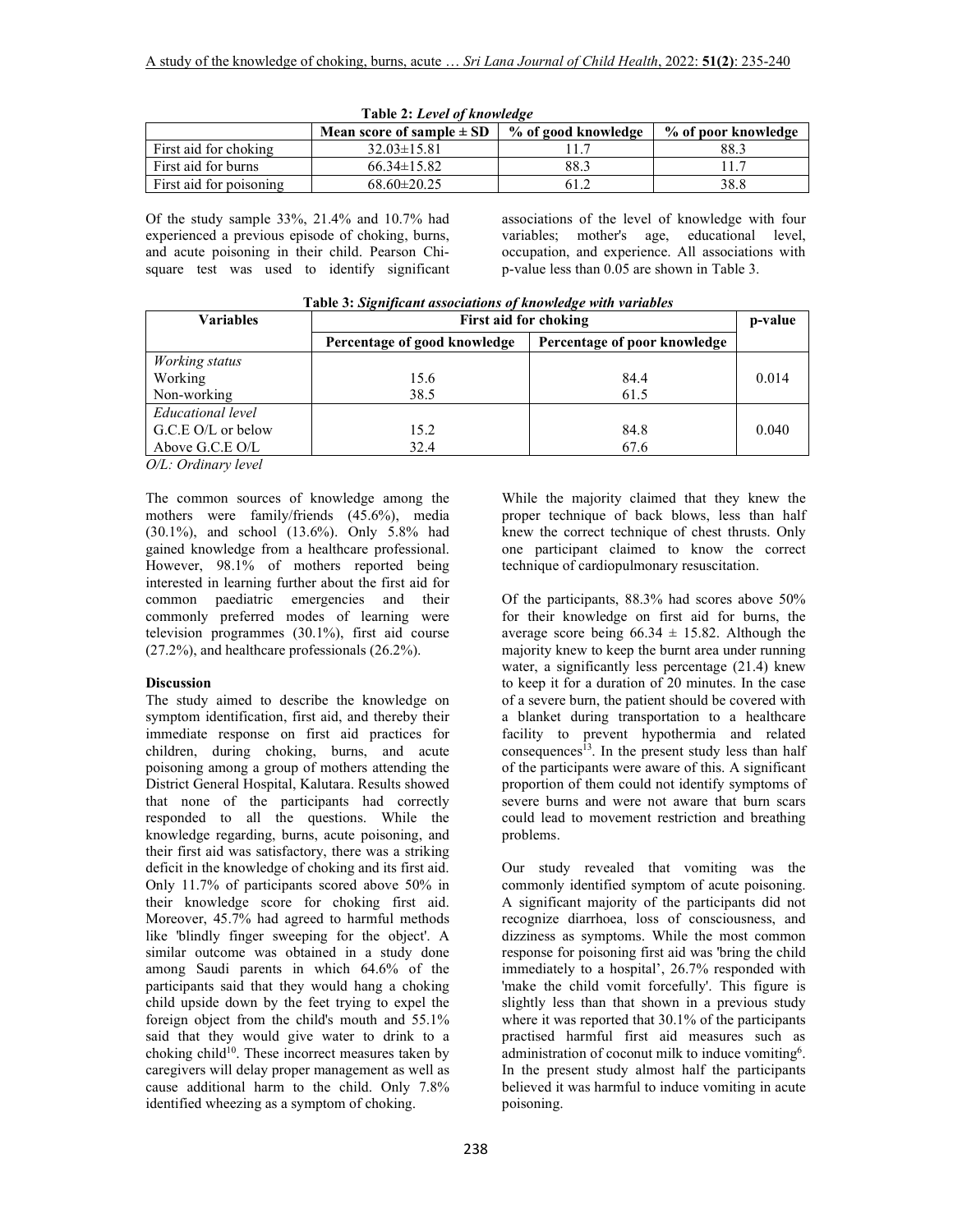**Table 2:** *Level of knowledge*

| | Mean score of sample ± SD | % of good knowledge | % of poor knowledge |
|---|---|---|---|
| First aid for choking | 32.03±15.81 | 11.7 | 88.3 |
| First aid for burns | 66.34±15.82 | 88.3 | 11.7 |
| First aid for poisoning | 68.60±20.25 | 61.2 | 38.8 |

Of the study sample 33%, 21.4% and 10.7% had experienced a previous episode of choking, burns, and acute poisoning in their child. Pearson Chi-square test was used to identify significant associations of the level of knowledge with four variables; mother's age, educational level, occupation, and experience. All associations with p-value less than 0.05 are shown in Table 3.

**Table 3:** *Significant associations of knowledge with variables*

| Variables | First aid for choking | | p-value |
|---|---|---|---|
| | Percentage of good knowledge | Percentage of poor knowledge | |
| *Working status* | | | |
| Working | 15.6 | 84.4 | 0.014 |
| Non-working | 38.5 | 61.5 | |
| *Educational level* | | | |
| G.C.E O/L or below | 15.2 | 84.8 | 0.040 |
| Above G.C.E O/L | 32.4 | 67.6 | |

*O/L: Ordinary level*

The common sources of knowledge among the mothers were family/friends (45.6%), media (30.1%), and school (13.6%). Only 5.8% had gained knowledge from a healthcare professional. However, 98.1% of mothers reported being interested in learning further about the first aid for common paediatric emergencies and their commonly preferred modes of learning were television programmes (30.1%), first aid course (27.2%), and healthcare professionals (26.2%).

**Discussion**

The study aimed to describe the knowledge on symptom identification, first aid, and thereby their immediate response on first aid practices for children, during choking, burns, and acute poisoning among a group of mothers attending the District General Hospital, Kalutara. Results showed that none of the participants had correctly responded to all the questions. While the knowledge regarding, burns, acute poisoning, and their first aid was satisfactory, there was a striking deficit in the knowledge of choking and its first aid. Only 11.7% of participants scored above 50% in their knowledge score for choking first aid. Moreover, 45.7% had agreed to harmful methods like 'blindly finger sweeping for the object'. A similar outcome was obtained in a study done among Saudi parents in which 64.6% of the participants said that they would hang a choking child upside down by the feet trying to expel the foreign object from the child's mouth and 55.1% said that they would give water to drink to a choking child[10]. These incorrect measures taken by caregivers will delay proper management as well as cause additional harm to the child. Only 7.8% identified wheezing as a symptom of choking.

While the majority claimed that they knew the proper technique of back blows, less than half knew the correct technique of chest thrusts. Only one participant claimed to know the correct technique of cardiopulmonary resuscitation.

Of the participants, 88.3% had scores above 50% for their knowledge on first aid for burns, the average score being 66.34 ± 15.82. Although the majority knew to keep the burnt area under running water, a significantly less percentage (21.4) knew to keep it for a duration of 20 minutes. In the case of a severe burn, the patient should be covered with a blanket during transportation to a healthcare facility to prevent hypothermia and related consequences[13]. In the present study less than half of the participants were aware of this. A significant proportion of them could not identify symptoms of severe burns and were not aware that burn scars could lead to movement restriction and breathing problems.

Our study revealed that vomiting was the commonly identified symptom of acute poisoning. A significant majority of the participants did not recognize diarrhoea, loss of consciousness, and dizziness as symptoms. While the most common response for poisoning first aid was 'bring the child immediately to a hospital', 26.7% responded with 'make the child vomit forcefully'. This figure is slightly less than that shown in a previous study where it was reported that 30.1% of the participants practised harmful first aid measures such as administration of coconut milk to induce vomiting[6]. In the present study almost half the participants believed it was harmful to induce vomiting in acute poisoning.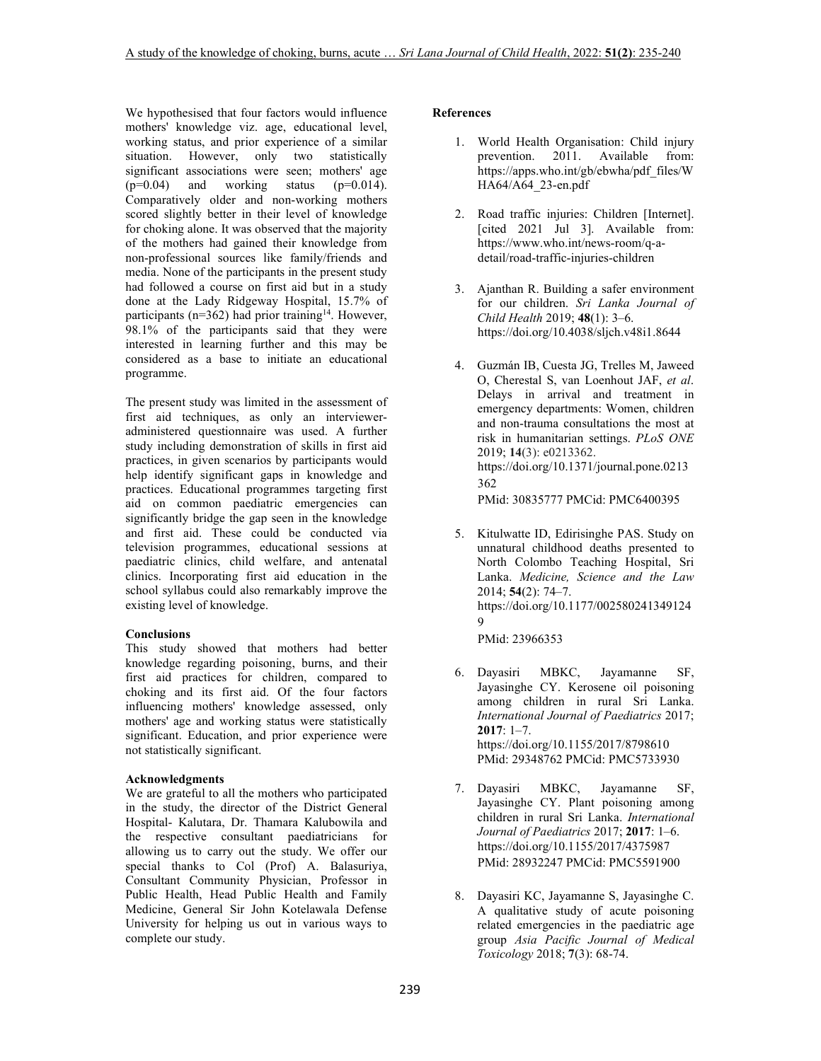We hypothesised that four factors would influence mothers' knowledge viz. age, educational level, working status, and prior experience of a similar situation. However, only two statistically significant associations were seen; mothers' age (p=0.04) and working status (p=0.014). Comparatively older and non-working mothers scored slightly better in their level of knowledge for choking alone. It was observed that the majority of the mothers had gained their knowledge from non-professional sources like family/friends and media. None of the participants in the present study had followed a course on first aid but in a study done at the Lady Ridgeway Hospital, 15.7% of participants (n=362) had prior training[14]. However, 98.1% of the participants said that they were interested in learning further and this may be considered as a base to initiate an educational programme.

The present study was limited in the assessment of first aid techniques, as only an interviewer-administered questionnaire was used. A further study including demonstration of skills in first aid practices, in given scenarios by participants would help identify significant gaps in knowledge and practices. Educational programmes targeting first aid on common paediatric emergencies can significantly bridge the gap seen in the knowledge and first aid. These could be conducted via television programmes, educational sessions at paediatric clinics, child welfare, and antenatal clinics. Incorporating first aid education in the school syllabus could also remarkably improve the existing level of knowledge.

**Conclusions**

This study showed that mothers had better knowledge regarding poisoning, burns, and their first aid practices for children, compared to choking and its first aid. Of the four factors influencing mothers' knowledge assessed, only mothers' age and working status were statistically significant. Education, and prior experience were not statistically significant.

**Acknowledgments**

We are grateful to all the mothers who participated in the study, the director of the District General Hospital- Kalutara, Dr. Thamara Kalubowila and the respective consultant paediatricians for allowing us to carry out the study. We offer our special thanks to Col (Prof) A. Balasuriya, Consultant Community Physician, Professor in Public Health, Head Public Health and Family Medicine, General Sir John Kotelawala Defense University for helping us out in various ways to complete our study.

**References**

1. World Health Organisation: Child injury prevention. 2011. Available from: https://apps.who.int/gb/ebwha/pdf_files/WHA64/A64_23-en.pdf

2. Road traffic injuries: Children [Internet]. [cited 2021 Jul 3]. Available from: https://www.who.int/news-room/q-a-detail/road-traffic-injuries-children

3. Ajanthan R. Building a safer environment for our children. *Sri Lanka Journal of Child Health* 2019; **48**(1): 3–6. https://doi.org/10.4038/sljch.v48i1.8644

4. Guzmán IB, Cuesta JG, Trelles M, Jaweed O, Cherestal S, van Loenhout JAF, *et al*. Delays in arrival and treatment in emergency departments: Women, children and non-trauma consultations the most at risk in humanitarian settings. *PLoS ONE* 2019; **14**(3): e0213362. https://doi.org/10.1371/journal.pone.0213362
   PMid: 30835777 PMCid: PMC6400395

5. Kitulwatte ID, Edirisinghe PAS. Study on unnatural childhood deaths presented to North Colombo Teaching Hospital, Sri Lanka. *Medicine, Science and the Law* 2014; **54**(2): 74–7. https://doi.org/10.1177/0025802413491249
   PMid: 23966353

6. Dayasiri MBKC, Jayamanne SF, Jayasinghe CY. Kerosene oil poisoning among children in rural Sri Lanka. *International Journal of Paediatrics* 2017; **2017**: 1–7. https://doi.org/10.1155/2017/8798610
   PMid: 29348762 PMCid: PMC5733930

7. Dayasiri MBKC, Jayamanne SF, Jayasinghe CY. Plant poisoning among children in rural Sri Lanka. *International Journal of Paediatrics* 2017; **2017**: 1–6. https://doi.org/10.1155/2017/4375987
   PMid: 28932247 PMCid: PMC5591900

8. Dayasiri KC, Jayamanne S, Jayasinghe C. A qualitative study of acute poisoning related emergencies in the paediatric age group *Asia Pacific Journal of Medical Toxicology* 2018; **7**(3): 68-74.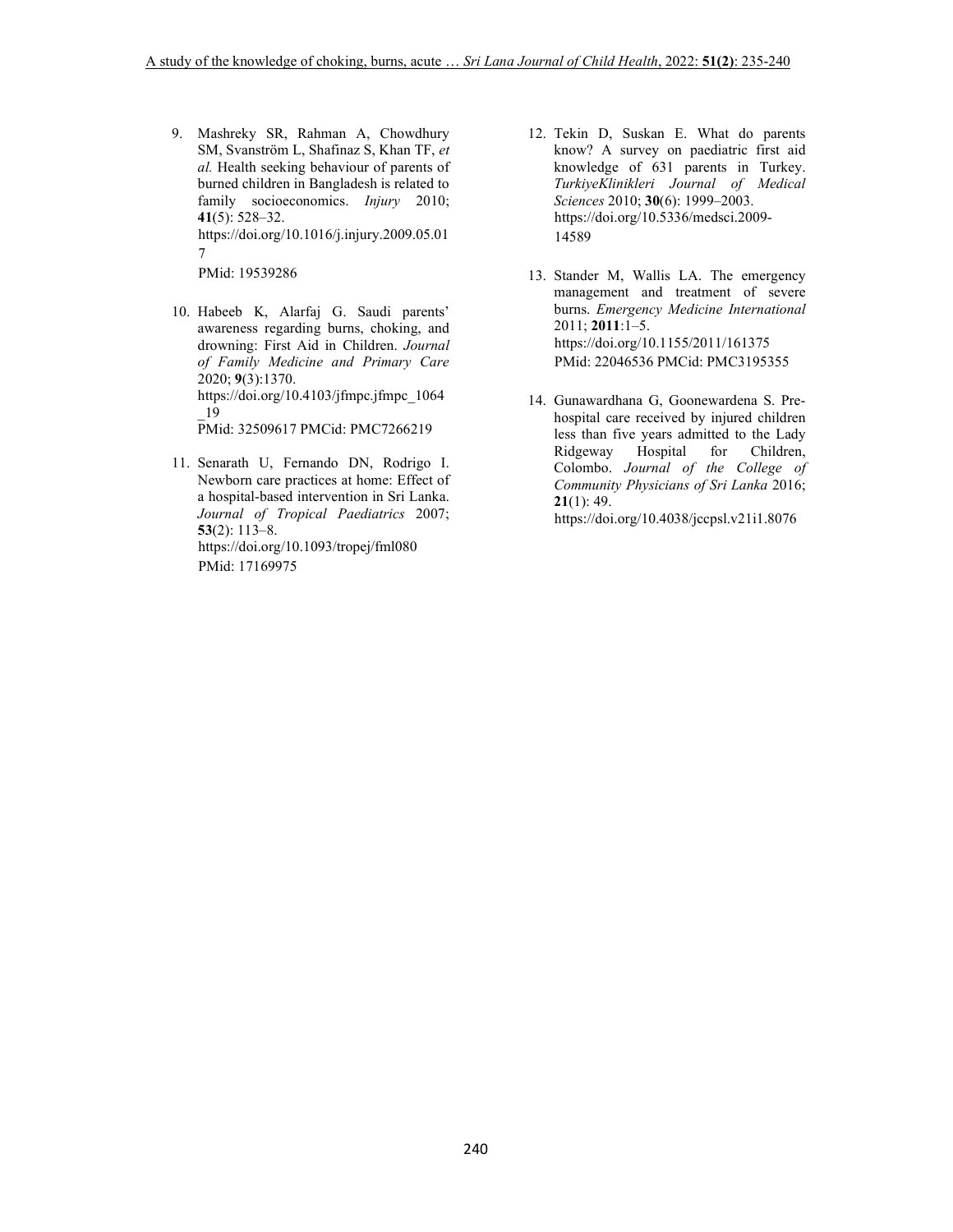9. Mashreky SR, Rahman A, Chowdhury SM, Svanström L, Shafinaz S, Khan TF, *et al.* Health seeking behaviour of parents of burned children in Bangladesh is related to family socioeconomics. *Injury* 2010; **41**(5): 528–32. https://doi.org/10.1016/j.injury.2009.05.017 PMid: 19539286

10. Habeeb K, Alarfaj G. Saudi parents' awareness regarding burns, choking, and drowning: First Aid in Children. *Journal of Family Medicine and Primary Care* 2020; **9**(3):1370. https://doi.org/10.4103/jfmpc.jfmpc_1064_19 PMid: 32509617 PMCid: PMC7266219

11. Senarath U, Fernando DN, Rodrigo I. Newborn care practices at home: Effect of a hospital-based intervention in Sri Lanka. *Journal of Tropical Paediatrics* 2007; **53**(2): 113–8. https://doi.org/10.1093/tropej/fml080 PMid: 17169975

12. Tekin D, Suskan E. What do parents know? A survey on paediatric first aid knowledge of 631 parents in Turkey. *TurkiyeKlinikleri Journal of Medical Sciences* 2010; **30**(6): 1999–2003. https://doi.org/10.5336/medsci.2009-14589

13. Stander M, Wallis LA. The emergency management and treatment of severe burns. *Emergency Medicine International* 2011; **2011**:1–5. https://doi.org/10.1155/2011/161375 PMid: 22046536 PMCid: PMC3195355

14. Gunawardhana G, Goonewardena S. Pre-hospital care received by injured children less than five years admitted to the Lady Ridgeway Hospital for Children, Colombo. *Journal of the College of Community Physicians of Sri Lanka* 2016; **21**(1): 49. https://doi.org/10.4038/jccpsl.v21i1.8076